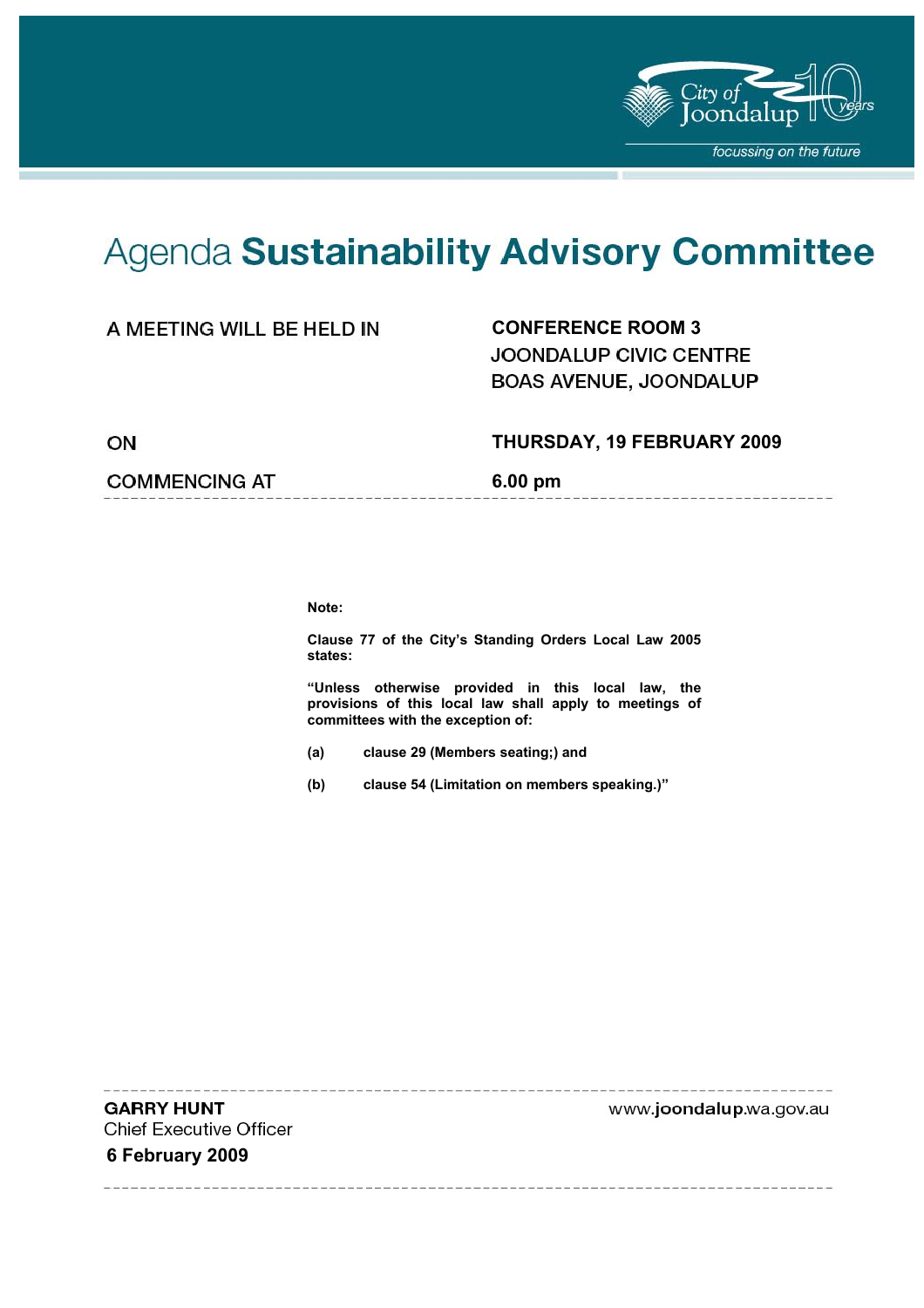# Agenda **Sustainability Advisory Committee**

| | |
|---|---|
| A MEETING WILL BE HELD IN | **CONFERENCE ROOM 3**<br>JOONDALUP CIVIC CENTRE<br>BOAS AVENUE, JOONDALUP |
| ON | **THURSDAY, 19 FEBRUARY 2009** |
| COMMENCING AT | **6.00 pm** |

**Note:**

**Clause 77 of the City's Standing Orders Local Law 2005 states:**

**"Unless otherwise provided in this local law, the provisions of this local law shall apply to meetings of committees with the exception of:**

**(a) clause 29 (Members seating;) and**

**(b) clause 54 (Limitation on members speaking.)"**

**GARRY HUNT**
Chief Executive Officer
**6 February 2009**

www.joondalup.wa.gov.au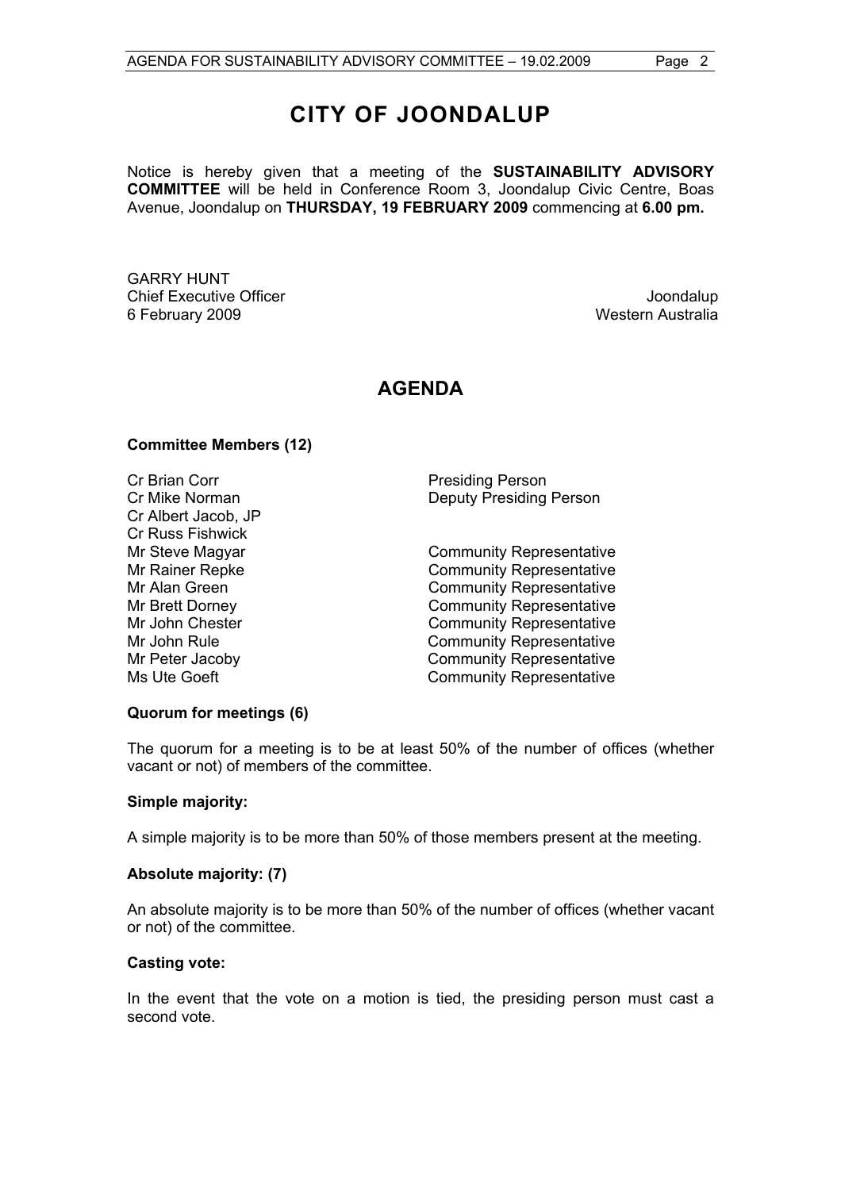# CITY OF JOONDALUP

Notice is hereby given that a meeting of the **SUSTAINABILITY ADVISORY COMMITTEE** will be held in Conference Room 3, Joondalup Civic Centre, Boas Avenue, Joondalup on **THURSDAY, 19 FEBRUARY 2009** commencing at **6.00 pm.**

GARRY HUNT
Chief Executive Officer
6 February 2009

Joondalup
Western Australia

## AGENDA

**Committee Members (12)**

| | |
|---|---|
| Cr Brian Corr | Presiding Person |
| Cr Mike Norman | Deputy Presiding Person |
| Cr Albert Jacob, JP | |
| Cr Russ Fishwick | |
| Mr Steve Magyar | Community Representative |
| Mr Rainer Repke | Community Representative |
| Mr Alan Green | Community Representative |
| Mr Brett Dorney | Community Representative |
| Mr John Chester | Community Representative |
| Mr John Rule | Community Representative |
| Mr Peter Jacoby | Community Representative |
| Ms Ute Goeft | Community Representative |

**Quorum for meetings (6)**

The quorum for a meeting is to be at least 50% of the number of offices (whether vacant or not) of members of the committee.

**Simple majority:**

A simple majority is to be more than 50% of those members present at the meeting.

**Absolute majority: (7)**

An absolute majority is to be more than 50% of the number of offices (whether vacant or not) of the committee.

**Casting vote:**

In the event that the vote on a motion is tied, the presiding person must cast a second vote.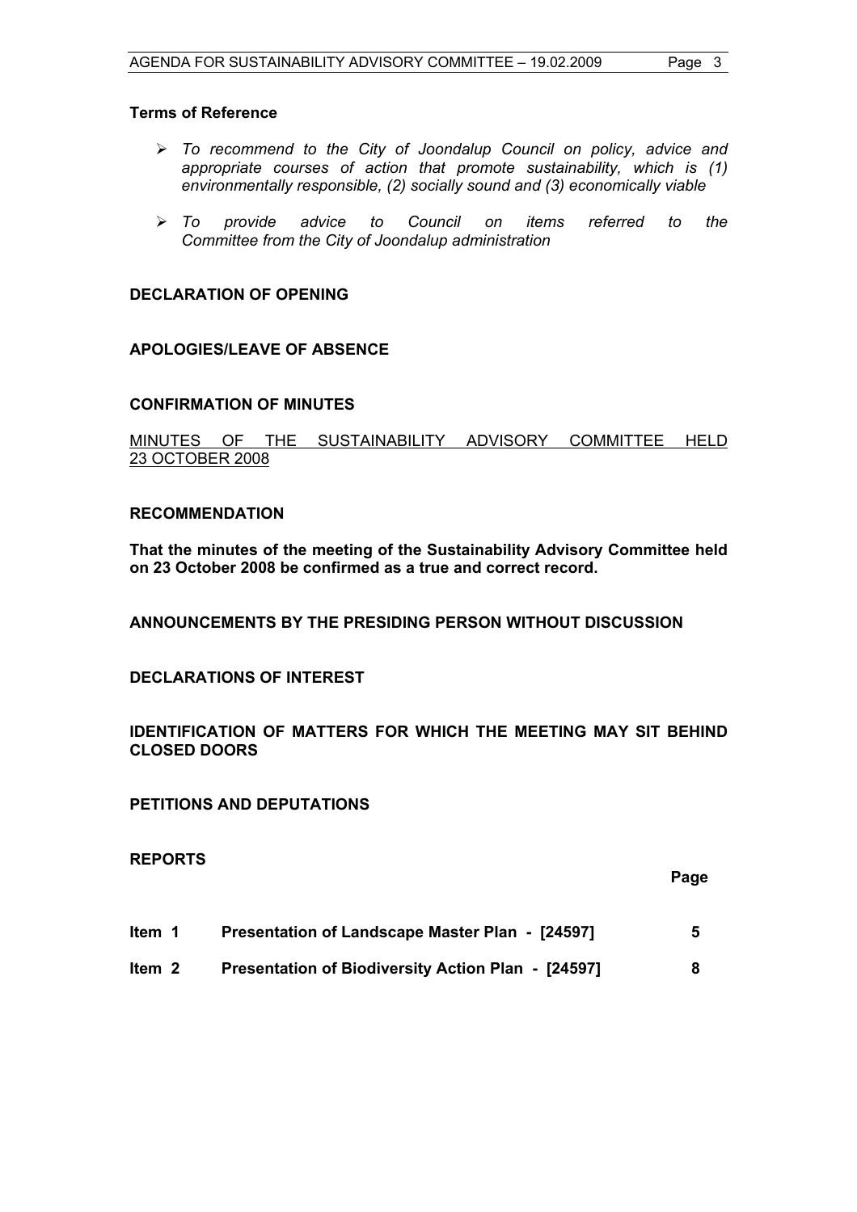**Terms of Reference**

- *To recommend to the City of Joondalup Council on policy, advice and appropriate courses of action that promote sustainability, which is (1) environmentally responsible, (2) socially sound and (3) economically viable*
- *To provide advice to Council on items referred to the Committee from the City of Joondalup administration*

**DECLARATION OF OPENING**

**APOLOGIES/LEAVE OF ABSENCE**

**CONFIRMATION OF MINUTES**

<u>MINUTES OF THE SUSTAINABILITY ADVISORY COMMITTEE HELD 23 OCTOBER 2008</u>

**RECOMMENDATION**

**That the minutes of the meeting of the Sustainability Advisory Committee held on 23 October 2008 be confirmed as a true and correct record.**

**ANNOUNCEMENTS BY THE PRESIDING PERSON WITHOUT DISCUSSION**

**DECLARATIONS OF INTEREST**

**IDENTIFICATION OF MATTERS FOR WHICH THE MEETING MAY SIT BEHIND CLOSED DOORS**

**PETITIONS AND DEPUTATIONS**

**REPORTS**

| | | Page |
|---|---|---|
| **Item 1** | **Presentation of Landscape Master Plan - [24597]** | **5** |
| **Item 2** | **Presentation of Biodiversity Action Plan - [24597]** | **8** |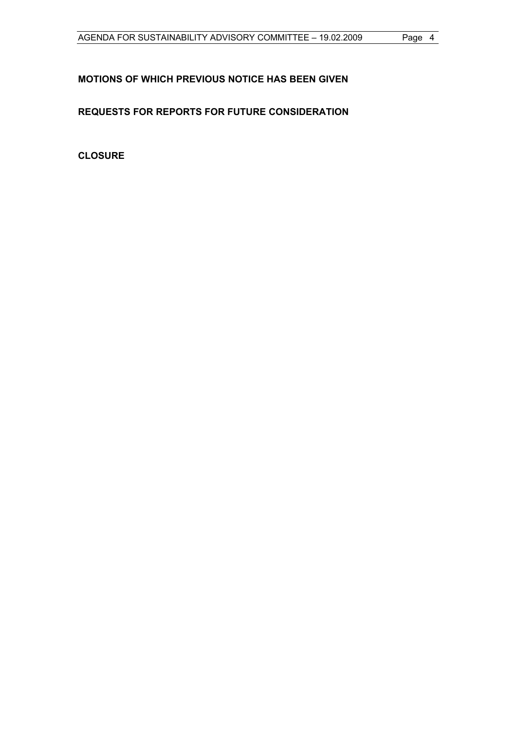**MOTIONS OF WHICH PREVIOUS NOTICE HAS BEEN GIVEN**

**REQUESTS FOR REPORTS FOR FUTURE CONSIDERATION**

**CLOSURE**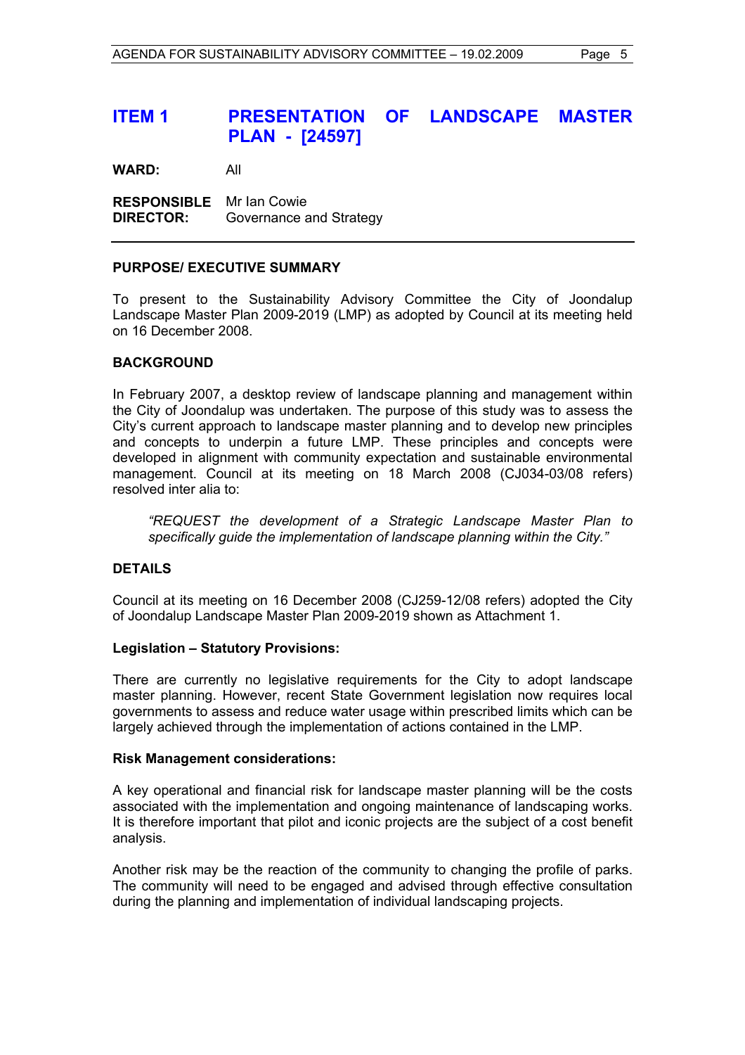# ITEM 1 PRESENTATION OF LANDSCAPE MASTER PLAN - [24597]

**WARD:** All

**RESPONSIBLE DIRECTOR:** Mr Ian Cowie
Governance and Strategy

---

**PURPOSE/ EXECUTIVE SUMMARY**

To present to the Sustainability Advisory Committee the City of Joondalup Landscape Master Plan 2009-2019 (LMP) as adopted by Council at its meeting held on 16 December 2008.

**BACKGROUND**

In February 2007, a desktop review of landscape planning and management within the City of Joondalup was undertaken. The purpose of this study was to assess the City's current approach to landscape master planning and to develop new principles and concepts to underpin a future LMP. These principles and concepts were developed in alignment with community expectation and sustainable environmental management. Council at its meeting on 18 March 2008 (CJ034-03/08 refers) resolved inter alia to:

> *"REQUEST the development of a Strategic Landscape Master Plan to specifically guide the implementation of landscape planning within the City."*

**DETAILS**

Council at its meeting on 16 December 2008 (CJ259-12/08 refers) adopted the City of Joondalup Landscape Master Plan 2009-2019 shown as Attachment 1.

**Legislation – Statutory Provisions:**

There are currently no legislative requirements for the City to adopt landscape master planning. However, recent State Government legislation now requires local governments to assess and reduce water usage within prescribed limits which can be largely achieved through the implementation of actions contained in the LMP.

**Risk Management considerations:**

A key operational and financial risk for landscape master planning will be the costs associated with the implementation and ongoing maintenance of landscaping works. It is therefore important that pilot and iconic projects are the subject of a cost benefit analysis.

Another risk may be the reaction of the community to changing the profile of parks. The community will need to be engaged and advised through effective consultation during the planning and implementation of individual landscaping projects.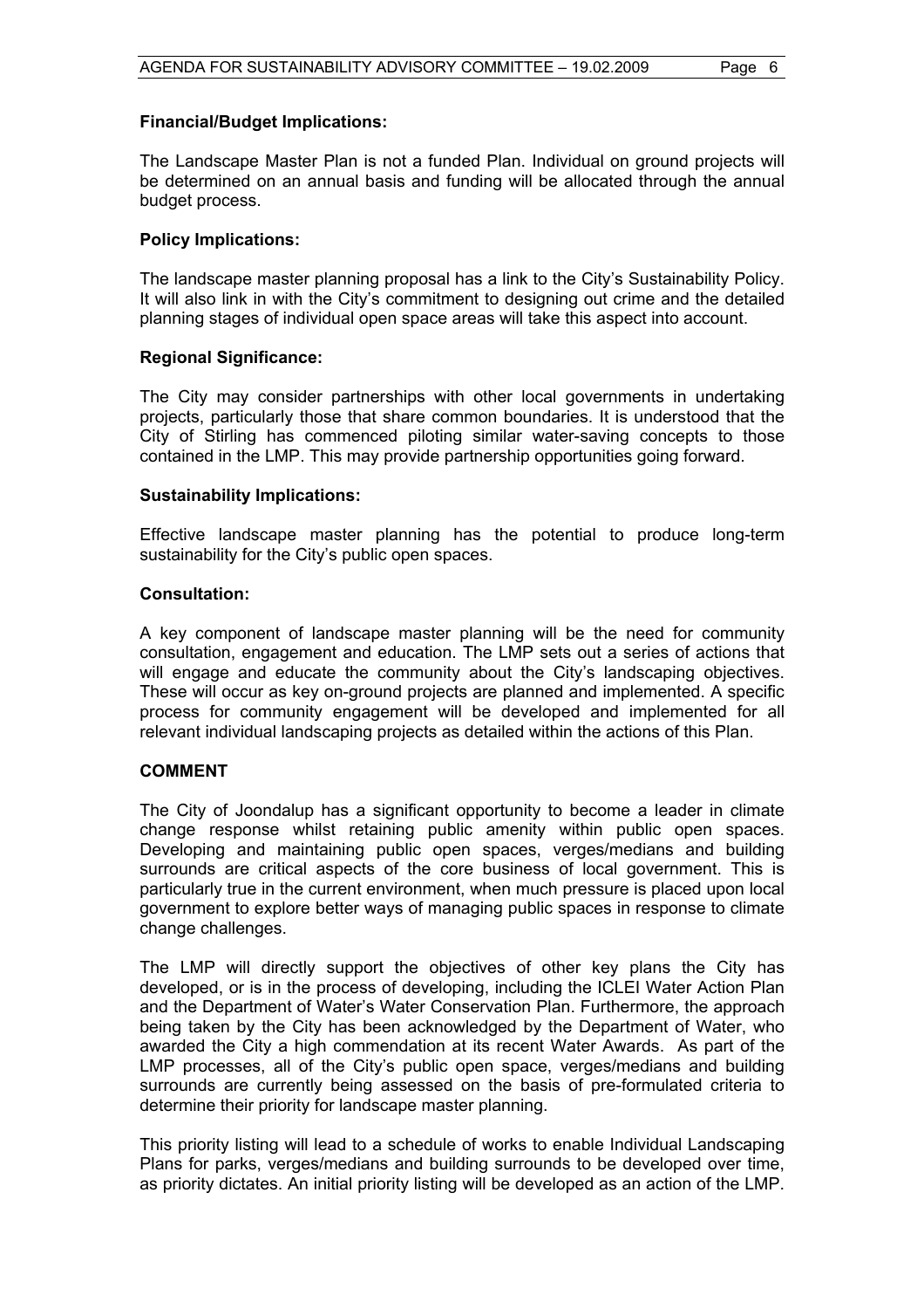**Financial/Budget Implications:**

The Landscape Master Plan is not a funded Plan. Individual on ground projects will be determined on an annual basis and funding will be allocated through the annual budget process.

**Policy Implications:**

The landscape master planning proposal has a link to the City's Sustainability Policy. It will also link in with the City's commitment to designing out crime and the detailed planning stages of individual open space areas will take this aspect into account.

**Regional Significance:**

The City may consider partnerships with other local governments in undertaking projects, particularly those that share common boundaries. It is understood that the City of Stirling has commenced piloting similar water-saving concepts to those contained in the LMP. This may provide partnership opportunities going forward.

**Sustainability Implications:**

Effective landscape master planning has the potential to produce long-term sustainability for the City's public open spaces.

**Consultation:**

A key component of landscape master planning will be the need for community consultation, engagement and education. The LMP sets out a series of actions that will engage and educate the community about the City's landscaping objectives. These will occur as key on-ground projects are planned and implemented. A specific process for community engagement will be developed and implemented for all relevant individual landscaping projects as detailed within the actions of this Plan.

**COMMENT**

The City of Joondalup has a significant opportunity to become a leader in climate change response whilst retaining public amenity within public open spaces. Developing and maintaining public open spaces, verges/medians and building surrounds are critical aspects of the core business of local government. This is particularly true in the current environment, when much pressure is placed upon local government to explore better ways of managing public spaces in response to climate change challenges.

The LMP will directly support the objectives of other key plans the City has developed, or is in the process of developing, including the ICLEI Water Action Plan and the Department of Water's Water Conservation Plan. Furthermore, the approach being taken by the City has been acknowledged by the Department of Water, who awarded the City a high commendation at its recent Water Awards. As part of the LMP processes, all of the City's public open space, verges/medians and building surrounds are currently being assessed on the basis of pre-formulated criteria to determine their priority for landscape master planning.

This priority listing will lead to a schedule of works to enable Individual Landscaping Plans for parks, verges/medians and building surrounds to be developed over time, as priority dictates. An initial priority listing will be developed as an action of the LMP.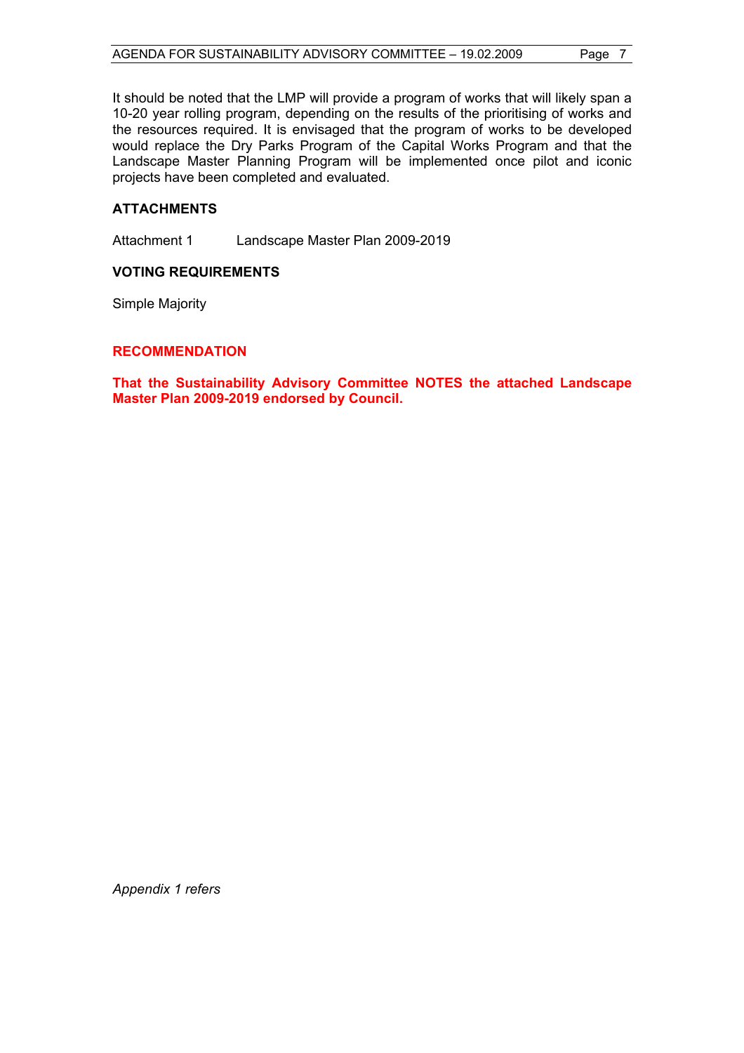It should be noted that the LMP will provide a program of works that will likely span a 10-20 year rolling program, depending on the results of the prioritising of works and the resources required. It is envisaged that the program of works to be developed would replace the Dry Parks Program of the Capital Works Program and that the Landscape Master Planning Program will be implemented once pilot and iconic projects have been completed and evaluated.

## ATTACHMENTS

Attachment 1 Landscape Master Plan 2009-2019

## VOTING REQUIREMENTS

Simple Majority

## RECOMMENDATION

**That the Sustainability Advisory Committee NOTES the attached Landscape Master Plan 2009-2019 endorsed by Council.**

*Appendix 1 refers*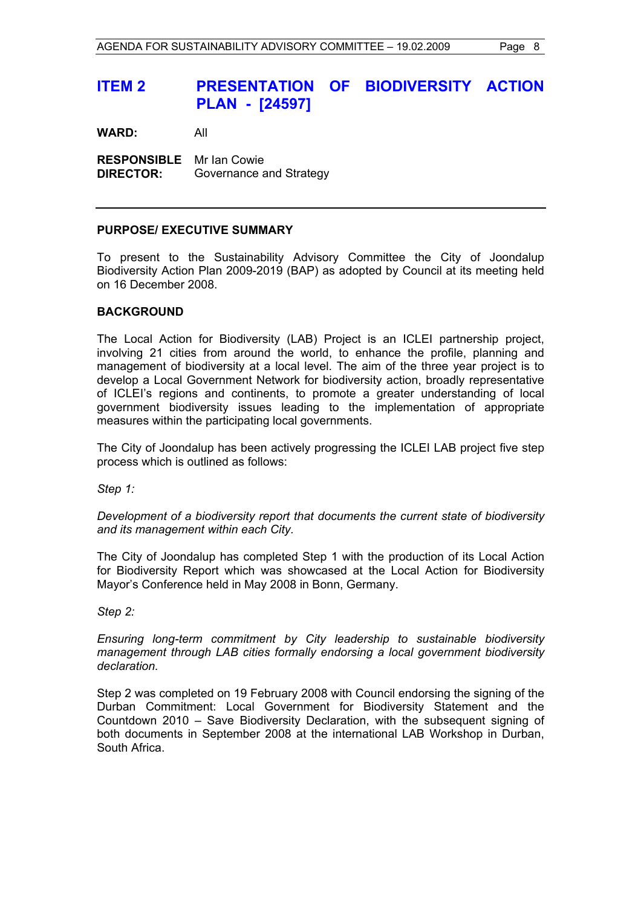## ITEM 2 PRESENTATION OF BIODIVERSITY ACTION PLAN - [24597]

**WARD:** All

**RESPONSIBLE DIRECTOR:** Mr Ian Cowie
Governance and Strategy

---

**PURPOSE/ EXECUTIVE SUMMARY**

To present to the Sustainability Advisory Committee the City of Joondalup Biodiversity Action Plan 2009-2019 (BAP) as adopted by Council at its meeting held on 16 December 2008.

**BACKGROUND**

The Local Action for Biodiversity (LAB) Project is an ICLEI partnership project, involving 21 cities from around the world, to enhance the profile, planning and management of biodiversity at a local level. The aim of the three year project is to develop a Local Government Network for biodiversity action, broadly representative of ICLEI's regions and continents, to promote a greater understanding of local government biodiversity issues leading to the implementation of appropriate measures within the participating local governments.

The City of Joondalup has been actively progressing the ICLEI LAB project five step process which is outlined as follows:

*Step 1:*

*Development of a biodiversity report that documents the current state of biodiversity and its management within each City.*

The City of Joondalup has completed Step 1 with the production of its Local Action for Biodiversity Report which was showcased at the Local Action for Biodiversity Mayor's Conference held in May 2008 in Bonn, Germany.

*Step 2:*

*Ensuring long-term commitment by City leadership to sustainable biodiversity management through LAB cities formally endorsing a local government biodiversity declaration.*

Step 2 was completed on 19 February 2008 with Council endorsing the signing of the Durban Commitment: Local Government for Biodiversity Statement and the Countdown 2010 – Save Biodiversity Declaration, with the subsequent signing of both documents in September 2008 at the international LAB Workshop in Durban, South Africa.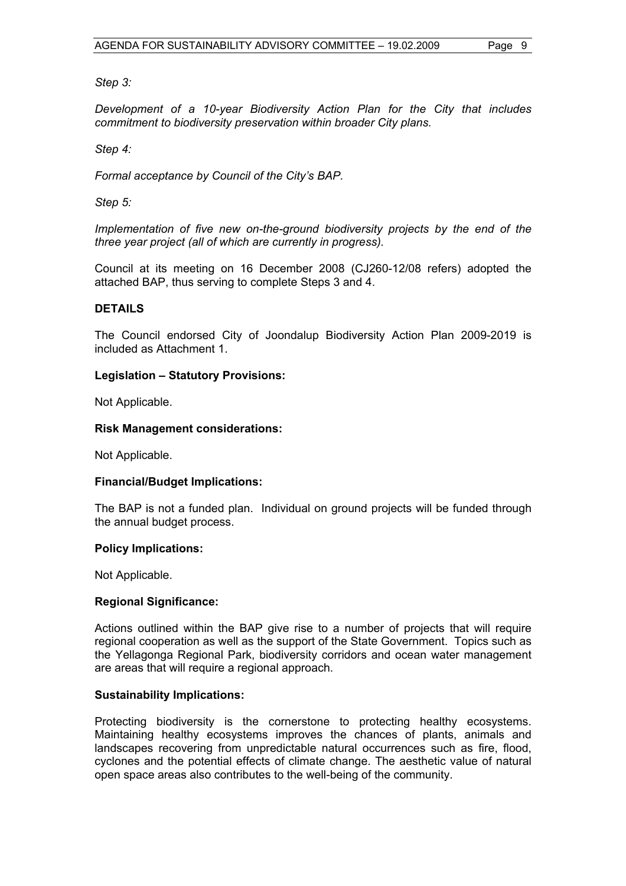*Step 3:*

*Development of a 10-year Biodiversity Action Plan for the City that includes commitment to biodiversity preservation within broader City plans.*

*Step 4:*

*Formal acceptance by Council of the City's BAP.*

*Step 5:*

*Implementation of five new on-the-ground biodiversity projects by the end of the three year project (all of which are currently in progress).*

Council at its meeting on 16 December 2008 (CJ260-12/08 refers) adopted the attached BAP, thus serving to complete Steps 3 and 4.

**DETAILS**

The Council endorsed City of Joondalup Biodiversity Action Plan 2009-2019 is included as Attachment 1.

**Legislation – Statutory Provisions:**

Not Applicable.

**Risk Management considerations:**

Not Applicable.

**Financial/Budget Implications:**

The BAP is not a funded plan. Individual on ground projects will be funded through the annual budget process.

**Policy Implications:**

Not Applicable.

**Regional Significance:**

Actions outlined within the BAP give rise to a number of projects that will require regional cooperation as well as the support of the State Government. Topics such as the Yellagonga Regional Park, biodiversity corridors and ocean water management are areas that will require a regional approach.

**Sustainability Implications:**

Protecting biodiversity is the cornerstone to protecting healthy ecosystems. Maintaining healthy ecosystems improves the chances of plants, animals and landscapes recovering from unpredictable natural occurrences such as fire, flood, cyclones and the potential effects of climate change. The aesthetic value of natural open space areas also contributes to the well-being of the community.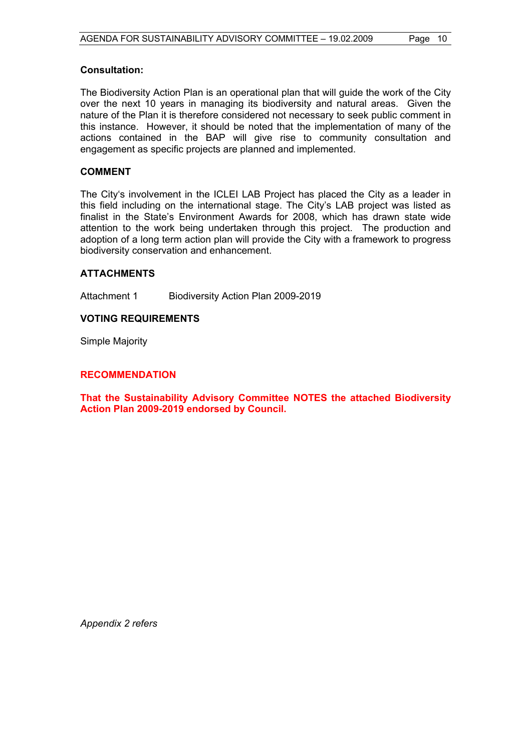**Consultation:**

The Biodiversity Action Plan is an operational plan that will guide the work of the City over the next 10 years in managing its biodiversity and natural areas. Given the nature of the Plan it is therefore considered not necessary to seek public comment in this instance. However, it should be noted that the implementation of many of the actions contained in the BAP will give rise to community consultation and engagement as specific projects are planned and implemented.

## COMMENT

The City's involvement in the ICLEI LAB Project has placed the City as a leader in this field including on the international stage. The City's LAB project was listed as finalist in the State's Environment Awards for 2008, which has drawn state wide attention to the work being undertaken through this project. The production and adoption of a long term action plan will provide the City with a framework to progress biodiversity conservation and enhancement.

## ATTACHMENTS

Attachment 1 Biodiversity Action Plan 2009-2019

## VOTING REQUIREMENTS

Simple Majority

## RECOMMENDATION

**That the Sustainability Advisory Committee NOTES the attached Biodiversity Action Plan 2009-2019 endorsed by Council.**

*Appendix 2 refers*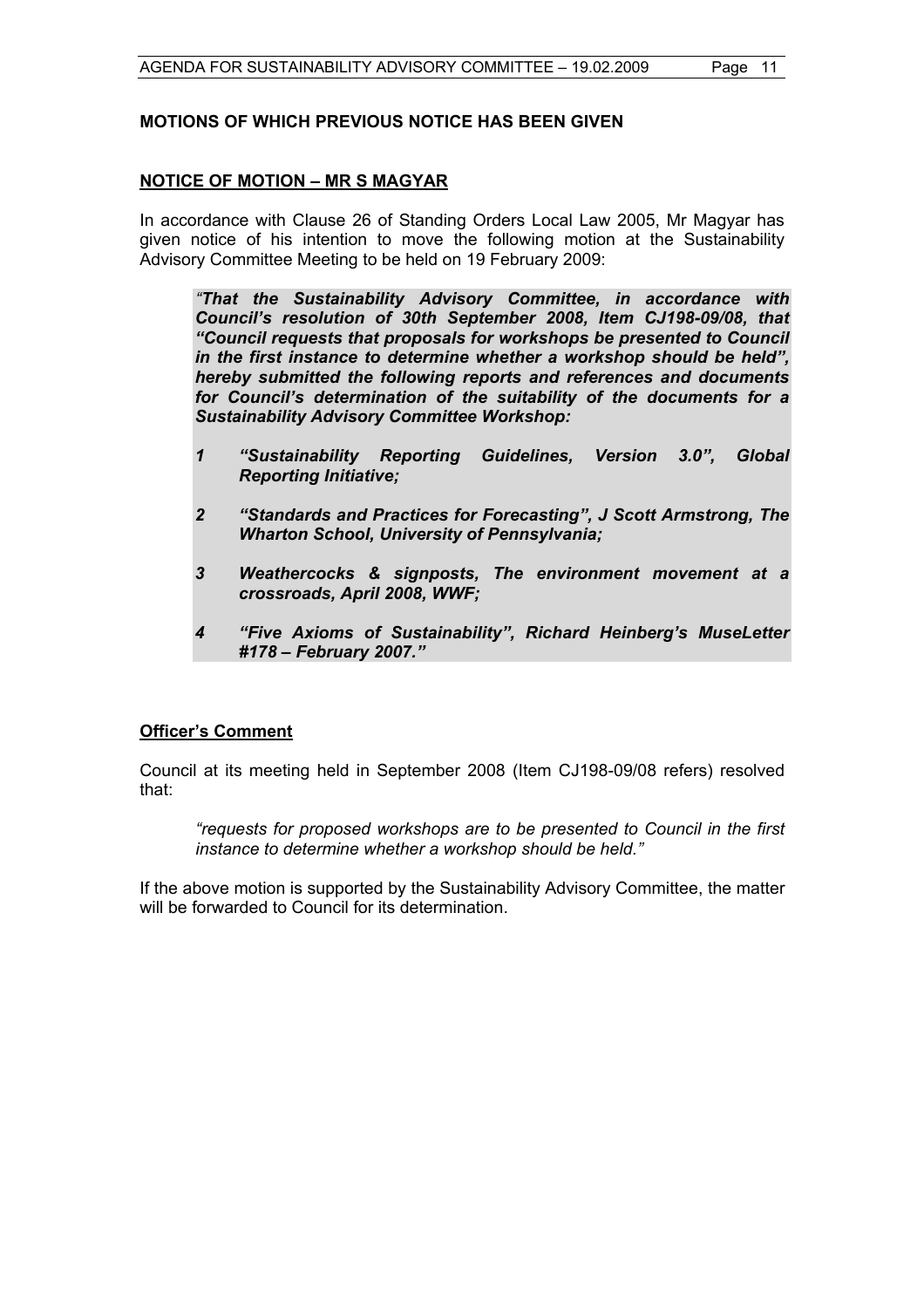**MOTIONS OF WHICH PREVIOUS NOTICE HAS BEEN GIVEN**

**NOTICE OF MOTION – MR S MAGYAR**

In accordance with Clause 26 of Standing Orders Local Law 2005, Mr Magyar has given notice of his intention to move the following motion at the Sustainability Advisory Committee Meeting to be held on 19 February 2009:

> *"**That the Sustainability Advisory Committee, in accordance with Council's resolution of 30th September 2008, Item CJ198-09/08, that "Council requests that proposals for workshops be presented to Council in the first instance to determine whether a workshop should be held", hereby submitted the following reports and references and documents for Council's determination of the suitability of the documents for a Sustainability Advisory Committee Workshop:***
>
> ***1 "Sustainability Reporting Guidelines, Version 3.0", Global Reporting Initiative;***
>
> ***2 "Standards and Practices for Forecasting", J Scott Armstrong, The Wharton School, University of Pennsylvania;***
>
> ***3 Weathercocks & signposts, The environment movement at a crossroads, April 2008, WWF;***
>
> ***4 "Five Axioms of Sustainability", Richard Heinberg's MuseLetter #178 – February 2007."***

**Officer's Comment**

Council at its meeting held in September 2008 (Item CJ198-09/08 refers) resolved that:

> *"requests for proposed workshops are to be presented to Council in the first instance to determine whether a workshop should be held."*

If the above motion is supported by the Sustainability Advisory Committee, the matter will be forwarded to Council for its determination.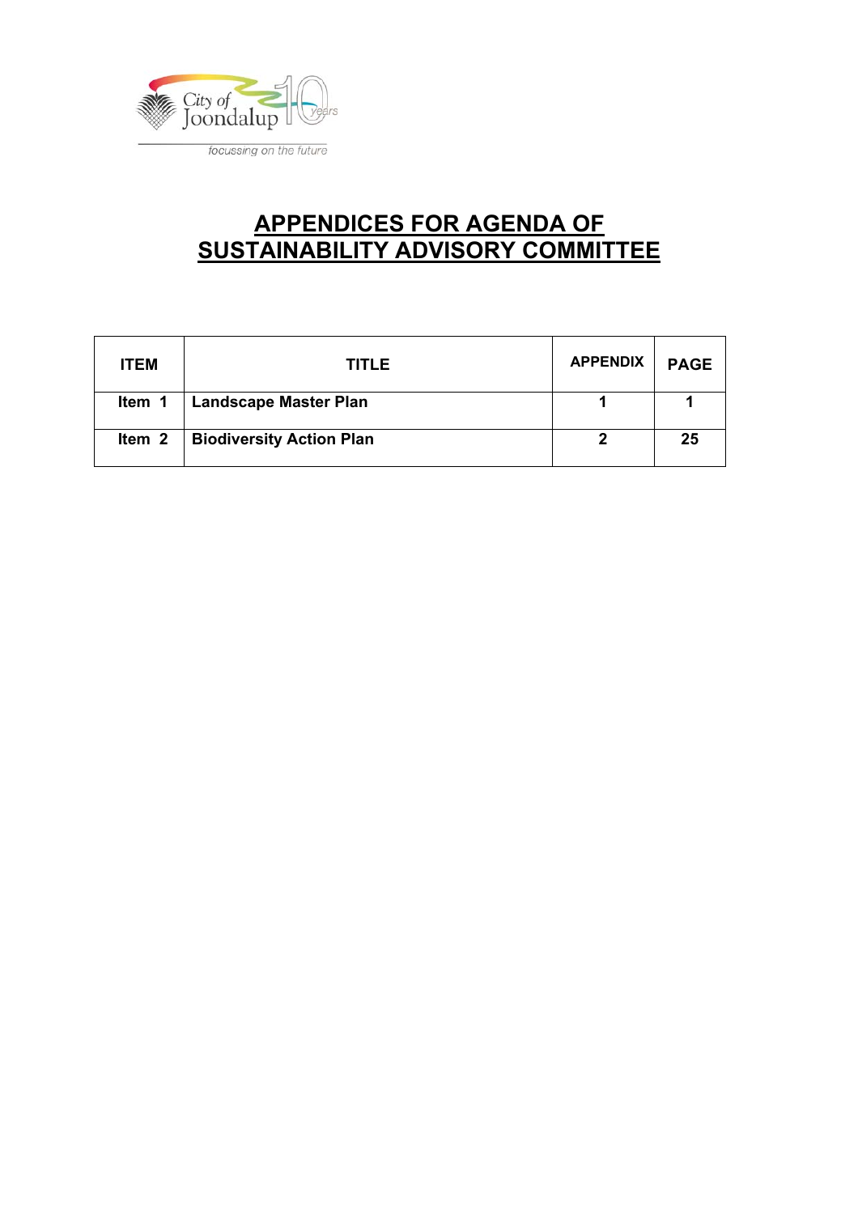City of Joondalup 10 years

focussing on the future

# APPENDICES FOR AGENDA OF SUSTAINABILITY ADVISORY COMMITTEE

| ITEM | TITLE | APPENDIX | PAGE |
|---|---|---|---|
| Item 1 | Landscape Master Plan | 1 | 1 |
| Item 2 | Biodiversity Action Plan | 2 | 25 |